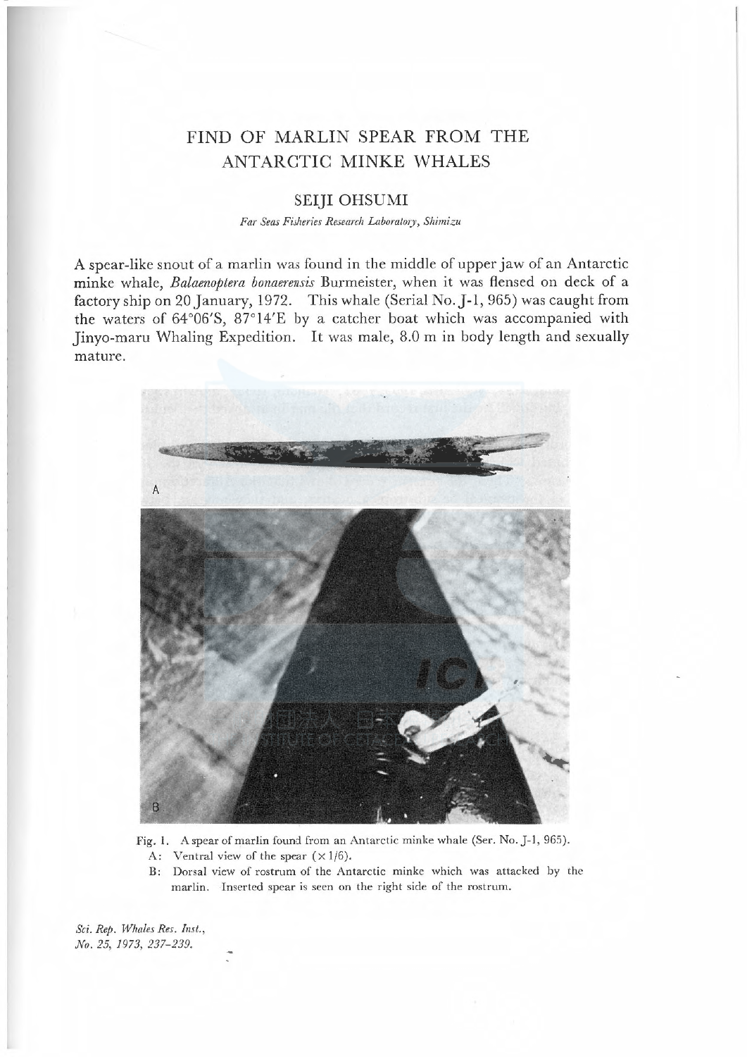# FIND OF MARLIN SPEAR FROM THE ANTARCTIC MINKE WHALES

## SEIJI OHSUMI

*Far Seas Fisheries Research Laboratory, Shimizu*

A spear-like snout of a marlin was found in the middle of upper jaw of an Antarctic minke whale, *Balaenoptera bonaerensis* Burmeister, when it was flensed on deck of a factory ship on 20 January, 1972. This whale (Serial No. J-1, 965) was caught from the waters of 64°06′S, 87°14′E by a catcher boat which was accompanied with Jinyo-maru Whaling Expedition. It was male, 8.0 m in body length and sexually mature.

Fig. 1. A spear of marlin found from an Antarctic minke whale (Ser. No. J-1, 965).
A: Ventral view of the spear (× 1/6).
B: Dorsal view of rostrum of the Antarctic minke which was attacked by the marlin. Inserted spear is seen on the right side of the rostrum.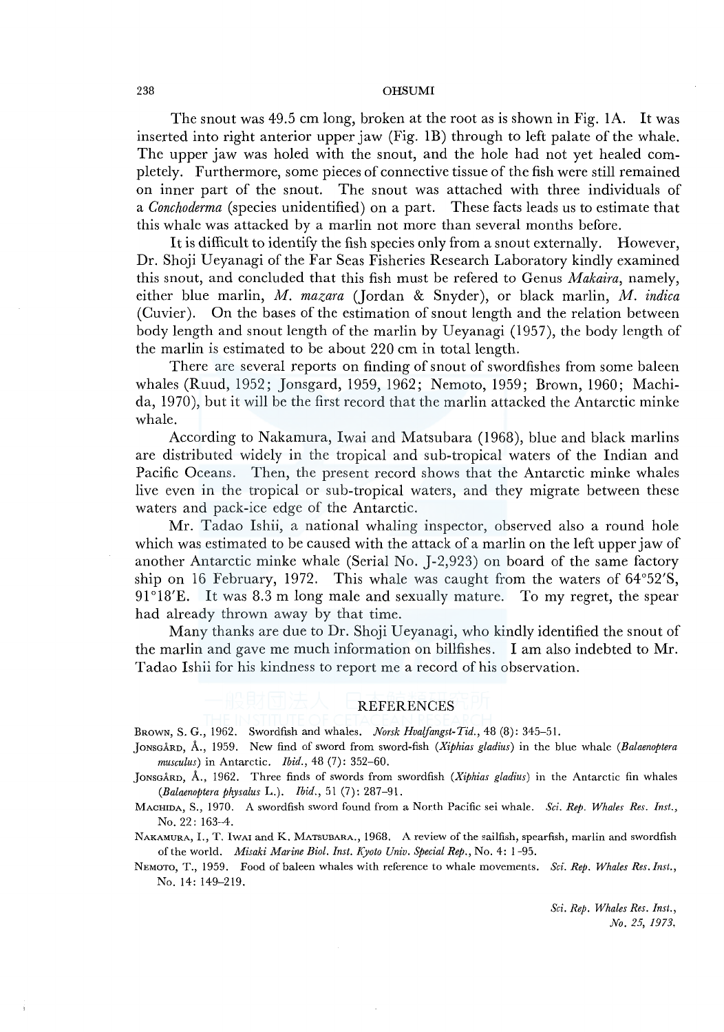The snout was 49.5 cm long, broken at the root as is shown in Fig. 1A. It was inserted into right anterior upper jaw (Fig. 1B) through to left palate of the whale. The upper jaw was holed with the snout, and the hole had not yet healed completely. Furthermore, some pieces of connective tissue of the fish were still remained on inner part of the snout. The snout was attached with three individuals of a *Conchoderma* (species unidentified) on a part. These facts leads us to estimate that this whale was attacked by a marlin not more than several months before.

It is difficult to identify the fish species only from a snout externally. However, Dr. Shoji Ueyanagi of the Far Seas Fisheries Research Laboratory kindly examined this snout, and concluded that this fish must be refered to Genus *Makaira*, namely, either blue marlin, *M. mazara* (Jordan & Snyder), or black marlin, *M. indica* (Cuvier). On the bases of the estimation of snout length and the relation between body length and snout length of the marlin by Ueyanagi (1957), the body length of the marlin is estimated to be about 220 cm in total length.

There are several reports on finding of snout of swordfishes from some baleen whales (Ruud, 1952; Jonsgard, 1959, 1962; Nemoto, 1959; Brown, 1960; Machida, 1970), but it will be the first record that the marlin attacked the Antarctic minke whale.

According to Nakamura, Iwai and Matsubara (1968), blue and black marlins are distributed widely in the tropical and sub-tropical waters of the Indian and Pacific Oceans. Then, the present record shows that the Antarctic minke whales live even in the tropical or sub-tropical waters, and they migrate between these waters and pack-ice edge of the Antarctic.

Mr. Tadao Ishii, a national whaling inspector, observed also a round hole which was estimated to be caused with the attack of a marlin on the left upper jaw of another Antarctic minke whale (Serial No. J-2,923) on board of the same factory ship on 16 February, 1972. This whale was caught from the waters of 64°52′S, 91°18′E. It was 8.3 m long male and sexually mature. To my regret, the spear had already thrown away by that time.

Many thanks are due to Dr. Shoji Ueyanagi, who kindly identified the snout of the marlin and gave me much information on billfishes. I am also indebted to Mr. Tadao Ishii for his kindness to report me a record of his observation.

## REFERENCES

Brown, S. G., 1962. Swordfish and whales. *Norsk Hvalfangst-Tid.*, 48 (8): 345–51.

Jonsgård, Å., 1959. New find of sword from sword-fish (*Xiphias gladius*) in the blue whale (*Balaenoptera musculus*) in Antarctic. *Ibid.*, 48 (7): 352–60.

Jonsgård, Å., 1962. Three finds of swords from swordfish (*Xiphias gladius*) in the Antarctic fin whales (*Balaenoptera physalus* L.). *Ibid.*, 51 (7): 287–91.

Machida, S., 1970. A swordfish sword found from a North Pacific sei whale. *Sci. Rep. Whales Res. Inst.*, No. 22: 163–4.

Nakamura, I., T. Iwai and K. Matsubara., 1968. A review of the sailfish, spearfish, marlin and swordfish of the world. *Misaki Marine Biol. Inst. Kyoto Univ. Special Rep.*, No. 4: 1–95.

Nemoto, T., 1959. Food of baleen whales with reference to whale movements. *Sci. Rep. Whales Res. Inst.*, No. 14: 149–219.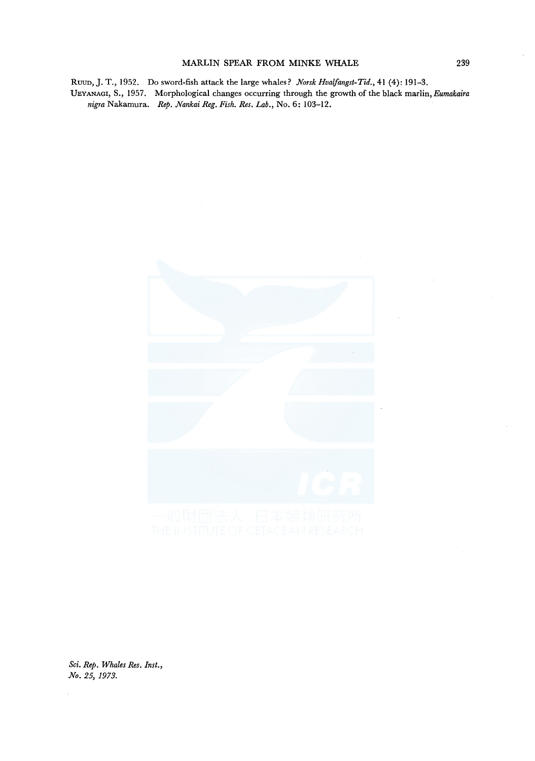Ruud, J. T., 1952. Do sword-fish attack the large whales? *Norsk Hvalfangst-Tid.*, 41 (4): 191–3.

Ueyanagi, S., 1957. Morphological changes occurring through the growth of the black marlin, *Eumakaira nigra* Nakamura. *Rep. Nankai Reg. Fish. Res. Lab.*, No. 6: 103–12.